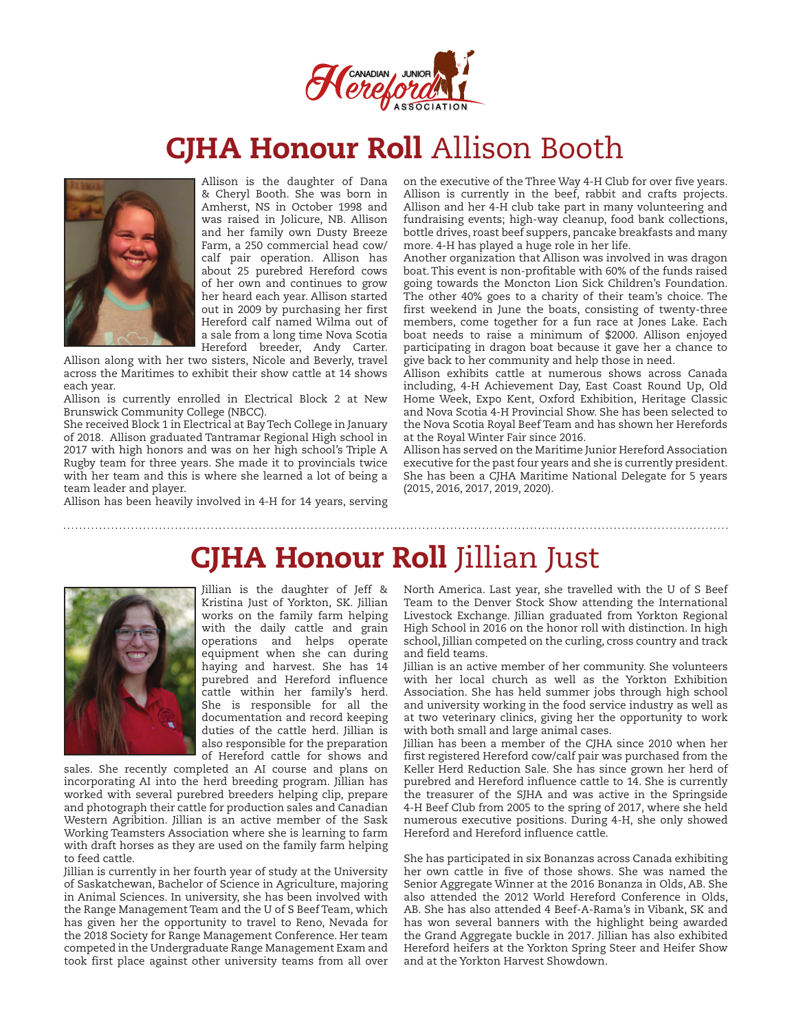# CJHA Honour Roll Allison Booth

Allison is the daughter of Dana & Cheryl Booth. She was born in Amherst, NS in October 1998 and was raised in Jolicure, NB. Allison and her family own Dusty Breeze Farm, a 250 commercial head cow/calf pair operation. Allison has about 25 purebred Hereford cows of her own and continues to grow her heard each year. Allison started out in 2009 by purchasing her first Hereford calf named Wilma out of a sale from a long time Nova Scotia Hereford breeder, Andy Carter. Allison along with her two sisters, Nicole and Beverly, travel across the Maritimes to exhibit their show cattle at 14 shows each year.

Allison is currently enrolled in Electrical Block 2 at New Brunswick Community College (NBCC).

She received Block 1 in Electrical at Bay Tech College in January of 2018. Allison graduated Tantramar Regional High school in 2017 with high honors and was on her high school's Triple A Rugby team for three years. She made it to provincials twice with her team and this is where she learned a lot of being a team leader and player.

Allison has been heavily involved in 4-H for 14 years, serving on the executive of the Three Way 4-H Club for over five years. Allison is currently in the beef, rabbit and crafts projects. Allison and her 4-H club take part in many volunteering and fundraising events; high-way cleanup, food bank collections, bottle drives, roast beef suppers, pancake breakfasts and many more. 4-H has played a huge role in her life.

Another organization that Allison was involved in was dragon boat. This event is non-profitable with 60% of the funds raised going towards the Moncton Lion Sick Children's Foundation. The other 40% goes to a charity of their team's choice. The first weekend in June the boats, consisting of twenty-three members, come together for a fun race at Jones Lake. Each boat needs to raise a minimum of $2000. Allison enjoyed participating in dragon boat because it gave her a chance to give back to her community and help those in need.

Allison exhibits cattle at numerous shows across Canada including, 4-H Achievement Day, East Coast Round Up, Old Home Week, Expo Kent, Oxford Exhibition, Heritage Classic and Nova Scotia 4-H Provincial Show. She has been selected to the Nova Scotia Royal Beef Team and has shown her Herefords at the Royal Winter Fair since 2016.

Allison has served on the Maritime Junior Hereford Association executive for the past four years and she is currently president. She has been a CJHA Maritime National Delegate for 5 years (2015, 2016, 2017, 2019, 2020).

# CJHA Honour Roll Jillian Just

Jillian is the daughter of Jeff & Kristina Just of Yorkton, SK. Jillian works on the family farm helping with the daily cattle and grain operations and helps operate equipment when she can during haying and harvest. She has 14 purebred and Hereford influence cattle within her family's herd. She is responsible for all the documentation and record keeping duties of the cattle herd. Jillian is also responsible for the preparation of Hereford cattle for shows and sales. She recently completed an AI course and plans on incorporating AI into the herd breeding program. Jillian has worked with several purebred breeders helping clip, prepare and photograph their cattle for production sales and Canadian Western Agribition. Jillian is an active member of the Sask Working Teamsters Association where she is learning to farm with draft horses as they are used on the family farm helping to feed cattle.

Jillian is currently in her fourth year of study at the University of Saskatchewan, Bachelor of Science in Agriculture, majoring in Animal Sciences. In university, she has been involved with the Range Management Team and the U of S Beef Team, which has given her the opportunity to travel to Reno, Nevada for the 2018 Society for Range Management Conference. Her team competed in the Undergraduate Range Management Exam and took first place against other university teams from all over North America. Last year, she travelled with the U of S Beef Team to the Denver Stock Show attending the International Livestock Exchange. Jillian graduated from Yorkton Regional High School in 2016 on the honor roll with distinction. In high school, Jillian competed on the curling, cross country and track and field teams.

Jillian is an active member of her community. She volunteers with her local church as well as the Yorkton Exhibition Association. She has held summer jobs through high school and university working in the food service industry as well as at two veterinary clinics, giving her the opportunity to work with both small and large animal cases.

Jillian has been a member of the CJHA since 2010 when her first registered Hereford cow/calf pair was purchased from the Keller Herd Reduction Sale. She has since grown her herd of purebred and Hereford influence cattle to 14. She is currently the treasurer of the SJHA and was active in the Springside 4-H Beef Club from 2005 to the spring of 2017, where she held numerous executive positions. During 4-H, she only showed Hereford and Hereford influence cattle.

She has participated in six Bonanzas across Canada exhibiting her own cattle in five of those shows. She was named the Senior Aggregate Winner at the 2016 Bonanza in Olds, AB. She also attended the 2012 World Hereford Conference in Olds, AB. She has also attended 4 Beef-A-Rama's in Vibank, SK and has won several banners with the highlight being awarded the Grand Aggregate buckle in 2017. Jillian has also exhibited Hereford heifers at the Yorkton Spring Steer and Heifer Show and at the Yorkton Harvest Showdown.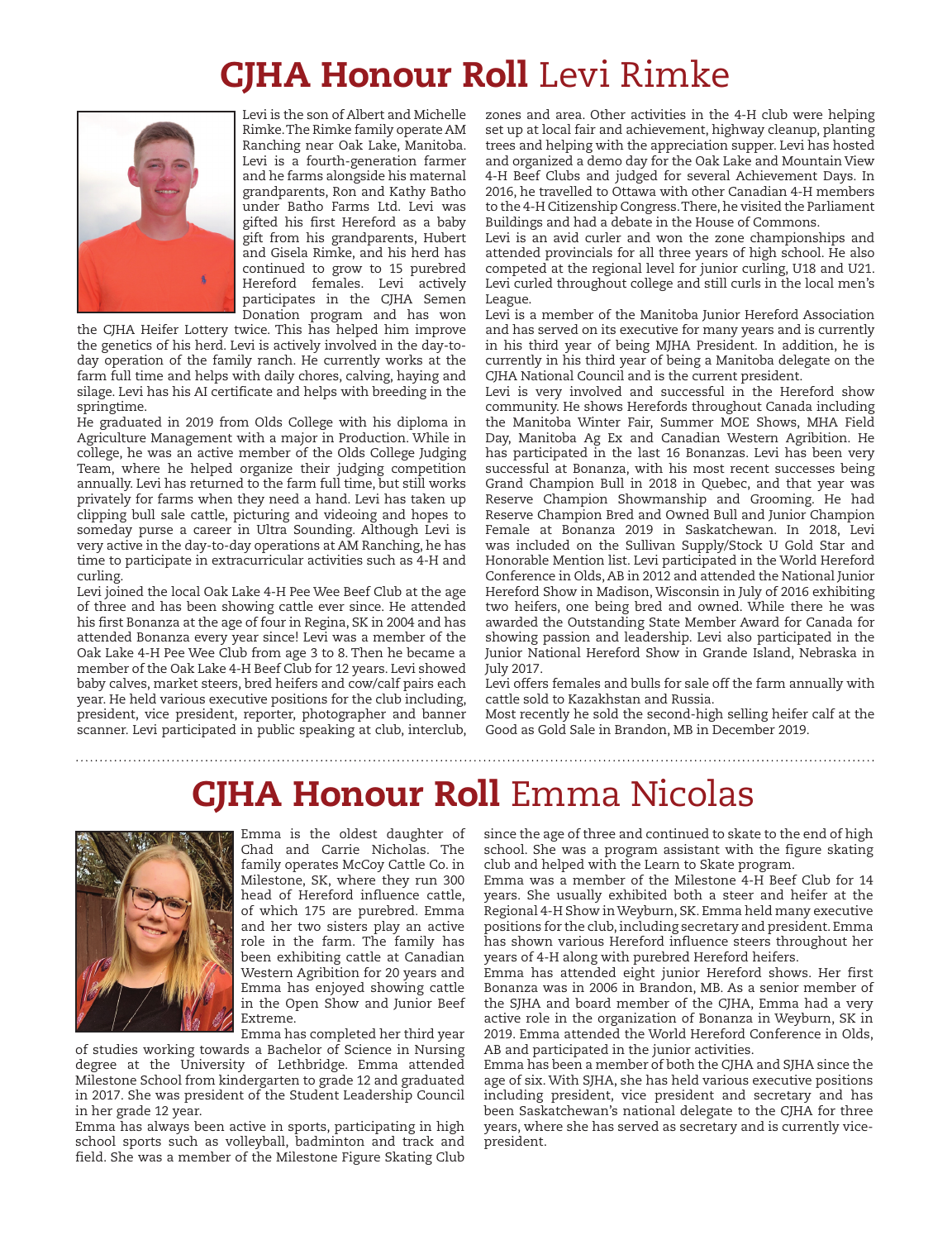# CJHA Honour Roll Levi Rimke

Levi is the son of Albert and Michelle Rimke. The Rimke family operate AM Ranching near Oak Lake, Manitoba. Levi is a fourth-generation farmer and he farms alongside his maternal grandparents, Ron and Kathy Batho under Batho Farms Ltd. Levi was gifted his first Hereford as a baby gift from his grandparents, Hubert and Gisela Rimke, and his herd has continued to grow to 15 purebred Hereford females. Levi actively participates in the CJHA Semen Donation program and has won the CJHA Heifer Lottery twice. This has helped him improve the genetics of his herd. Levi is actively involved in the day-to-day operation of the family ranch. He currently works at the farm full time and helps with daily chores, calving, haying and silage. Levi has his AI certificate and helps with breeding in the springtime.

He graduated in 2019 from Olds College with his diploma in Agriculture Management with a major in Production. While in college, he was an active member of the Olds College Judging Team, where he helped organize their judging competition annually. Levi has returned to the farm full time, but still works privately for farms when they need a hand. Levi has taken up clipping bull sale cattle, picturing and videoing and hopes to someday purse a career in Ultra Sounding. Although Levi is very active in the day-to-day operations at AM Ranching, he has time to participate in extracurricular activities such as 4-H and curling.

Levi joined the local Oak Lake 4-H Pee Wee Beef Club at the age of three and has been showing cattle ever since. He attended his first Bonanza at the age of four in Regina, SK in 2004 and has attended Bonanza every year since! Levi was a member of the Oak Lake 4-H Pee Wee Club from age 3 to 8. Then he became a member of the Oak Lake 4-H Beef Club for 12 years. Levi showed baby calves, market steers, bred heifers and cow/calf pairs each year. He held various executive positions for the club including, president, vice president, reporter, photographer and banner scanner. Levi participated in public speaking at club, interclub, zones and area. Other activities in the 4-H club were helping set up at local fair and achievement, highway cleanup, planting trees and helping with the appreciation supper. Levi has hosted and organized a demo day for the Oak Lake and Mountain View 4-H Beef Clubs and judged for several Achievement Days. In 2016, he travelled to Ottawa with other Canadian 4-H members to the 4-H Citizenship Congress. There, he visited the Parliament Buildings and had a debate in the House of Commons.

Levi is an avid curler and won the zone championships and attended provincials for all three years of high school. He also competed at the regional level for junior curling, U18 and U21. Levi curled throughout college and still curls in the local men's League.

Levi is a member of the Manitoba Junior Hereford Association and has served on its executive for many years and is currently in his third year of being MJHA President. In addition, he is currently in his third year of being a Manitoba delegate on the CJHA National Council and is the current president.

Levi is very involved and successful in the Hereford show community. He shows Herefords throughout Canada including the Manitoba Winter Fair, Summer MOE Shows, MHA Field Day, Manitoba Ag Ex and Canadian Western Agribition. He has participated in the last 16 Bonanzas. Levi has been very successful at Bonanza, with his most recent successes being Grand Champion Bull in 2018 in Quebec, and that year was Reserve Champion Showmanship and Grooming. He had Reserve Champion Bred and Owned Bull and Junior Champion Female at Bonanza 2019 in Saskatchewan. In 2018, Levi was included on the Sullivan Supply/Stock U Gold Star and Honorable Mention list. Levi participated in the World Hereford Conference in Olds, AB in 2012 and attended the National Junior Hereford Show in Madison, Wisconsin in July of 2016 exhibiting two heifers, one being bred and owned. While there he was awarded the Outstanding State Member Award for Canada for showing passion and leadership. Levi also participated in the Junior National Hereford Show in Grande Island, Nebraska in July 2017.

Levi offers females and bulls for sale off the farm annually with cattle sold to Kazakhstan and Russia.

Most recently he sold the second-high selling heifer calf at the Good as Gold Sale in Brandon, MB in December 2019.

# CJHA Honour Roll Emma Nicolas

Emma is the oldest daughter of Chad and Carrie Nicholas. The family operates McCoy Cattle Co. in Milestone, SK, where they run 300 head of Hereford influence cattle, of which 175 are purebred. Emma and her two sisters play an active role in the farm. The family has been exhibiting cattle at Canadian Western Agribition for 20 years and Emma has enjoyed showing cattle in the Open Show and Junior Beef Extreme.

Emma has completed her third year of studies working towards a Bachelor of Science in Nursing degree at the University of Lethbridge. Emma attended Milestone School from kindergarten to grade 12 and graduated in 2017. She was president of the Student Leadership Council in her grade 12 year.

Emma has always been active in sports, participating in high school sports such as volleyball, badminton and track and field. She was a member of the Milestone Figure Skating Club since the age of three and continued to skate to the end of high school. She was a program assistant with the figure skating club and helped with the Learn to Skate program.

Emma was a member of the Milestone 4-H Beef Club for 14 years. She usually exhibited both a steer and heifer at the Regional 4-H Show in Weyburn, SK. Emma held many executive positions for the club, including secretary and president. Emma has shown various Hereford influence steers throughout her years of 4-H along with purebred Hereford heifers.

Emma has attended eight junior Hereford shows. Her first Bonanza was in 2006 in Brandon, MB. As a senior member of the SJHA and board member of the CJHA, Emma had a very active role in the organization of Bonanza in Weyburn, SK in 2019. Emma attended the World Hereford Conference in Olds, AB and participated in the junior activities.

Emma has been a member of both the CJHA and SJHA since the age of six. With SJHA, she has held various executive positions including president, vice president and secretary and has been Saskatchewan's national delegate to the CJHA for three years, where she has served as secretary and is currently vice-president.